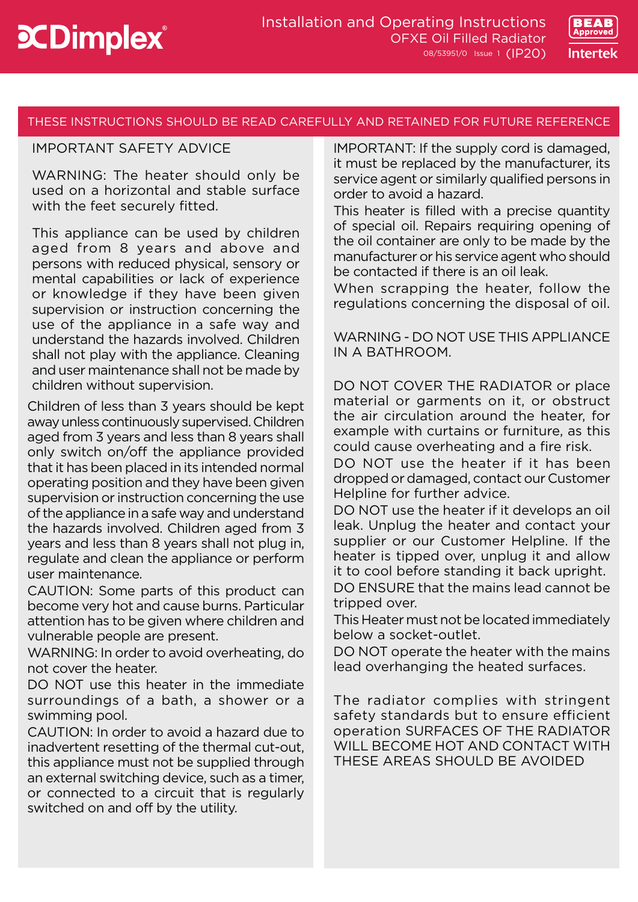Dimplex

# Installation and Operating Instructions

## OFXE Oil Filled Radiator

08/53951/0 Issue 1 (IP20)

BEAB Approved

Intertek

**THESE INSTRUCTIONS SHOULD BE READ CAREFULLY AND RETAINED FOR FUTURE REFERENCE**

### IMPORTANT SAFETY ADVICE

WARNING: The heater should only be used on a horizontal and stable surface with the feet securely fitted.

This appliance can be used by children aged from 8 years and above and persons with reduced physical, sensory or mental capabilities or lack of experience or knowledge if they have been given supervision or instruction concerning the use of the appliance in a safe way and understand the hazards involved. Children shall not play with the appliance. Cleaning and user maintenance shall not be made by children without supervision.

Children of less than 3 years should be kept away unless continuously supervised. Children aged from 3 years and less than 8 years shall only switch on/off the appliance provided that it has been placed in its intended normal operating position and they have been given supervision or instruction concerning the use of the appliance in a safe way and understand the hazards involved. Children aged from 3 years and less than 8 years shall not plug in, regulate and clean the appliance or perform user maintenance.

CAUTION: Some parts of this product can become very hot and cause burns. Particular attention has to be given where children and vulnerable people are present.

WARNING: In order to avoid overheating, do not cover the heater.

DO NOT use this heater in the immediate surroundings of a bath, a shower or a swimming pool.

CAUTION: In order to avoid a hazard due to inadvertent resetting of the thermal cut-out, this appliance must not be supplied through an external switching device, such as a timer, or connected to a circuit that is regularly switched on and off by the utility.

IMPORTANT: If the supply cord is damaged, it must be replaced by the manufacturer, its service agent or similarly qualified persons in order to avoid a hazard.

This heater is filled with a precise quantity of special oil. Repairs requiring opening of the oil container are only to be made by the manufacturer or his service agent who should be contacted if there is an oil leak.

When scrapping the heater, follow the regulations concerning the disposal of oil.

WARNING - DO NOT USE THIS APPLIANCE IN A BATHROOM.

DO NOT COVER THE RADIATOR or place material or garments on it, or obstruct the air circulation around the heater, for example with curtains or furniture, as this could cause overheating and a fire risk.

DO NOT use the heater if it has been dropped or damaged, contact our Customer Helpline for further advice.

DO NOT use the heater if it develops an oil leak. Unplug the heater and contact your supplier or our Customer Helpline. If the heater is tipped over, unplug it and allow it to cool before standing it back upright.

DO ENSURE that the mains lead cannot be tripped over.

This Heater must not be located immediately below a socket-outlet.

DO NOT operate the heater with the mains lead overhanging the heated surfaces.

The radiator complies with stringent safety standards but to ensure efficient operation SURFACES OF THE RADIATOR WILL BECOME HOT AND CONTACT WITH THESE AREAS SHOULD BE AVOIDED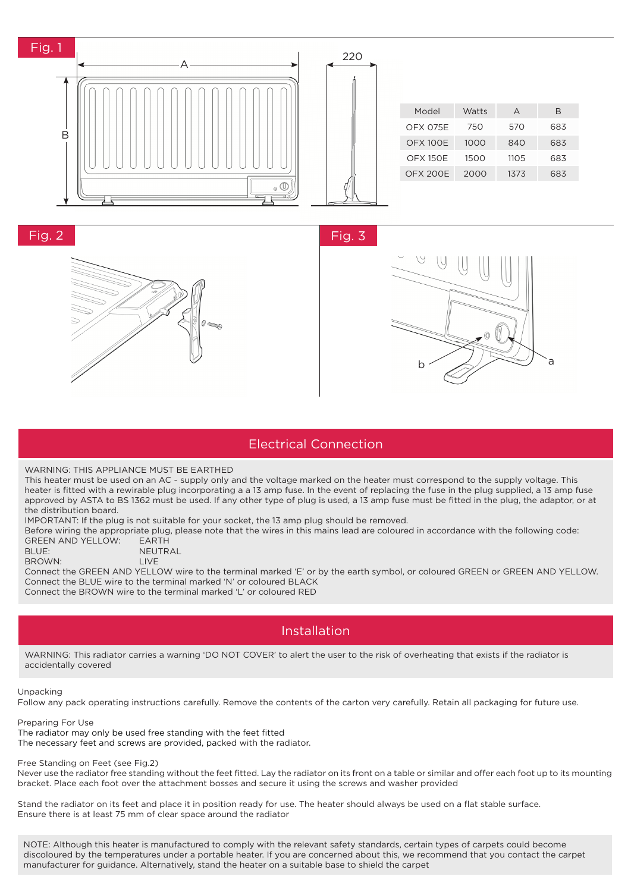Fig. 1

| Model | Watts | A | B |
|---|---|---|---|
| OFX 075E | 750 | 570 | 683 |
| OFX 100E | 1000 | 840 | 683 |
| OFX 150E | 1500 | 1105 | 683 |
| OFX 200E | 2000 | 1373 | 683 |

Fig. 2

Fig. 3

## Electrical Connection

WARNING: THIS APPLIANCE MUST BE EARTHED

This heater must be used on an AC - supply only and the voltage marked on the heater must correspond to the supply voltage. This heater is fitted with a rewirable plug incorporating a a 13 amp fuse. In the event of replacing the fuse in the plug supplied, a 13 amp fuse approved by ASTA to BS 1362 must be used. If any other type of plug is used, a 13 amp fuse must be fitted in the plug, the adaptor, or at the distribution board.

IMPORTANT: If the plug is not suitable for your socket, the 13 amp plug should be removed.

Before wiring the appropriate plug, please note that the wires in this mains lead are coloured in accordance with the following code:

GREEN AND YELLOW: EARTH
BLUE: NEUTRAL
BROWN: LIVE

Connect the GREEN AND YELLOW wire to the terminal marked 'E' or by the earth symbol, or coloured GREEN or GREEN AND YELLOW.
Connect the BLUE wire to the terminal marked 'N' or coloured BLACK
Connect the BROWN wire to the terminal marked 'L' or coloured RED

## Installation

WARNING: This radiator carries a warning 'DO NOT COVER' to alert the user to the risk of overheating that exists if the radiator is accidentally covered

Unpacking

Follow any pack operating instructions carefully. Remove the contents of the carton very carefully. Retain all packaging for future use.

Preparing For Use

The radiator may only be used free standing with the feet fitted
The necessary feet and screws are provided, packed with the radiator.

Free Standing on Feet (see Fig.2)

Never use the radiator free standing without the feet fitted. Lay the radiator on its front on a table or similar and offer each foot up to its mounting bracket. Place each foot over the attachment bosses and secure it using the screws and washer provided

Stand the radiator on its feet and place it in position ready for use. The heater should always be used on a flat stable surface.
Ensure there is at least 75 mm of clear space around the radiator

NOTE: Although this heater is manufactured to comply with the relevant safety standards, certain types of carpets could become discoloured by the temperatures under a portable heater. If you are concerned about this, we recommend that you contact the carpet manufacturer for guidance. Alternatively, stand the heater on a suitable base to shield the carpet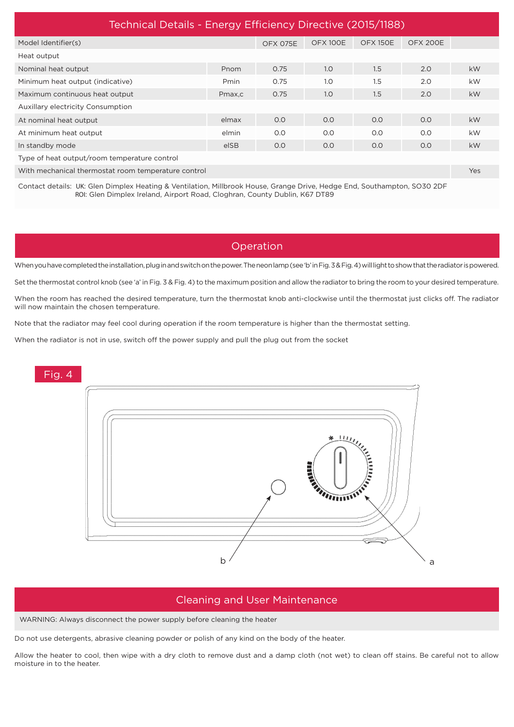## Technical Details - Energy Efficiency Directive (2015/1188)

| Model Identifier(s) | | OFX 075E | OFX 100E | OFX 150E | OFX 200E | |
|---|---|---|---|---|---|---|
| Heat output | | | | | | |
| Nominal heat output | Pnom | 0.75 | 1.0 | 1.5 | 2.0 | kW |
| Minimum heat output (indicative) | Pmin | 0.75 | 1.0 | 1.5 | 2.0 | kW |
| Maximum continuous heat output | Pmax,c | 0.75 | 1.0 | 1.5 | 2.0 | kW |
| Auxillary electricity Consumption | | | | | | |
| At nominal heat output | elmax | 0.0 | 0.0 | 0.0 | 0.0 | kW |
| At minimum heat output | elmin | 0.0 | 0.0 | 0.0 | 0.0 | kW |
| In standby mode | elSB | 0.0 | 0.0 | 0.0 | 0.0 | kW |
| Type of heat output/room temperature control | | | | | | |
| With mechanical thermostat room temperature control | | | | | | Yes |

Contact details: UK: Glen Dimplex Heating & Ventilation, Millbrook House, Grange Drive, Hedge End, Southampton, SO30 2DF
ROI: Glen Dimplex Ireland, Airport Road, Cloghran, County Dublin, K67 DT89

## Operation

When you have completed the installation, plug in and switch on the power. The neon lamp (see 'b' in Fig. 3 & Fig. 4) will light to show that the radiator is powered.

Set the thermostat control knob (see 'a' in Fig. 3 & Fig. 4) to the maximum position and allow the radiator to bring the room to your desired temperature.

When the room has reached the desired temperature, turn the thermostat knob anti-clockwise until the thermostat just clicks off. The radiator will now maintain the chosen temperature.

Note that the radiator may feel cool during operation if the room temperature is higher than the thermostat setting.

When the radiator is not in use, switch off the power supply and pull the plug out from the socket

Fig. 4

## Cleaning and User Maintenance

WARNING: Always disconnect the power supply before cleaning the heater

Do not use detergents, abrasive cleaning powder or polish of any kind on the body of the heater.

Allow the heater to cool, then wipe with a dry cloth to remove dust and a damp cloth (not wet) to clean off stains. Be careful not to allow moisture in to the heater.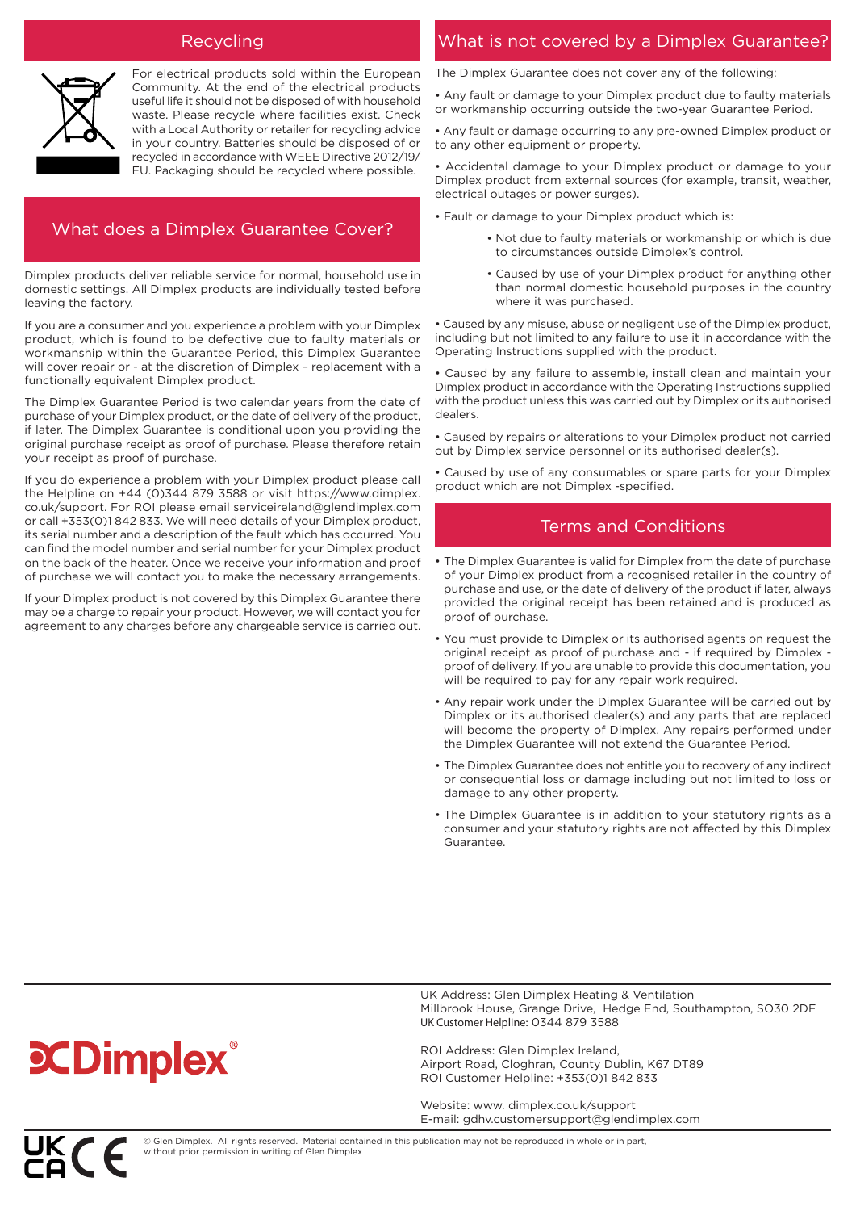## Recycling

For electrical products sold within the European Community. At the end of the electrical products useful life it should not be disposed of with household waste. Please recycle where facilities exist. Check with a Local Authority or retailer for recycling advice in your country. Batteries should be disposed of or recycled in accordance with WEEE Directive 2012/19/EU. Packaging should be recycled where possible.

## What does a Dimplex Guarantee Cover?

Dimplex products deliver reliable service for normal, household use in domestic settings. All Dimplex products are individually tested before leaving the factory.

If you are a consumer and you experience a problem with your Dimplex product, which is found to be defective due to faulty materials or workmanship within the Guarantee Period, this Dimplex Guarantee will cover repair or - at the discretion of Dimplex – replacement with a functionally equivalent Dimplex product.

The Dimplex Guarantee Period is two calendar years from the date of purchase of your Dimplex product, or the date of delivery of the product, if later. The Dimplex Guarantee is conditional upon you providing the original purchase receipt as proof of purchase. Please therefore retain your receipt as proof of purchase.

If you do experience a problem with your Dimplex product please call the Helpline on +44 (0)344 879 3588 or visit https://www.dimplex.co.uk/support. For ROI please email serviceireland@glendimplex.com or call +353(0)1 842 833. We will need details of your Dimplex product, its serial number and a description of the fault which has occurred. You can find the model number and serial number for your Dimplex product on the back of the heater. Once we receive your information and proof of purchase we will contact you to make the necessary arrangements.

If your Dimplex product is not covered by this Dimplex Guarantee there may be a charge to repair your product. However, we will contact you for agreement to any charges before any chargeable service is carried out.

## What is not covered by a Dimplex Guarantee?

The Dimplex Guarantee does not cover any of the following:

- Any fault or damage to your Dimplex product due to faulty materials or workmanship occurring outside the two-year Guarantee Period.
- Any fault or damage occurring to any pre-owned Dimplex product or to any other equipment or property.
- Accidental damage to your Dimplex product or damage to your Dimplex product from external sources (for example, transit, weather, electrical outages or power surges).
- Fault or damage to your Dimplex product which is:
  - Not due to faulty materials or workmanship or which is due to circumstances outside Dimplex's control.
  - Caused by use of your Dimplex product for anything other than normal domestic household purposes in the country where it was purchased.
- Caused by any misuse, abuse or negligent use of the Dimplex product, including but not limited to any failure to use it in accordance with the Operating Instructions supplied with the product.
- Caused by any failure to assemble, install clean and maintain your Dimplex product in accordance with the Operating Instructions supplied with the product unless this was carried out by Dimplex or its authorised dealers.
- Caused by repairs or alterations to your Dimplex product not carried out by Dimplex service personnel or its authorised dealer(s).
- Caused by use of any consumables or spare parts for your Dimplex product which are not Dimplex -specified.

## Terms and Conditions

- The Dimplex Guarantee is valid for Dimplex from the date of purchase of your Dimplex product from a recognised retailer in the country of purchase and use, or the date of delivery of the product if later, always provided the original receipt has been retained and is produced as proof of purchase.
- You must provide to Dimplex or its authorised agents on request the original receipt as proof of purchase and - if required by Dimplex - proof of delivery. If you are unable to provide this documentation, you will be required to pay for any repair work required.
- Any repair work under the Dimplex Guarantee will be carried out by Dimplex or its authorised dealer(s) and any parts that are replaced will become the property of Dimplex. Any repairs performed under the Dimplex Guarantee will not extend the Guarantee Period.
- The Dimplex Guarantee does not entitle you to recovery of any indirect or consequential loss or damage including but not limited to loss or damage to any other property.
- The Dimplex Guarantee is in addition to your statutory rights as a consumer and your statutory rights are not affected by this Dimplex Guarantee.

Dimplex®

UK Address: Glen Dimplex Heating & Ventilation
Millbrook House, Grange Drive, Hedge End, Southampton, SO30 2DF
UK Customer Helpline: 0344 879 3588

ROI Address: Glen Dimplex Ireland,
Airport Road, Cloghran, County Dublin, K67 DT89
ROI Customer Helpline: +353(0)1 842 833

Website: www. dimplex.co.uk/support
E-mail: gdhv.customersupport@glendimplex.com

UKCA CE

© Glen Dimplex. All rights reserved. Material contained in this publication may not be reproduced in whole or in part, without prior permission in writing of Glen Dimplex